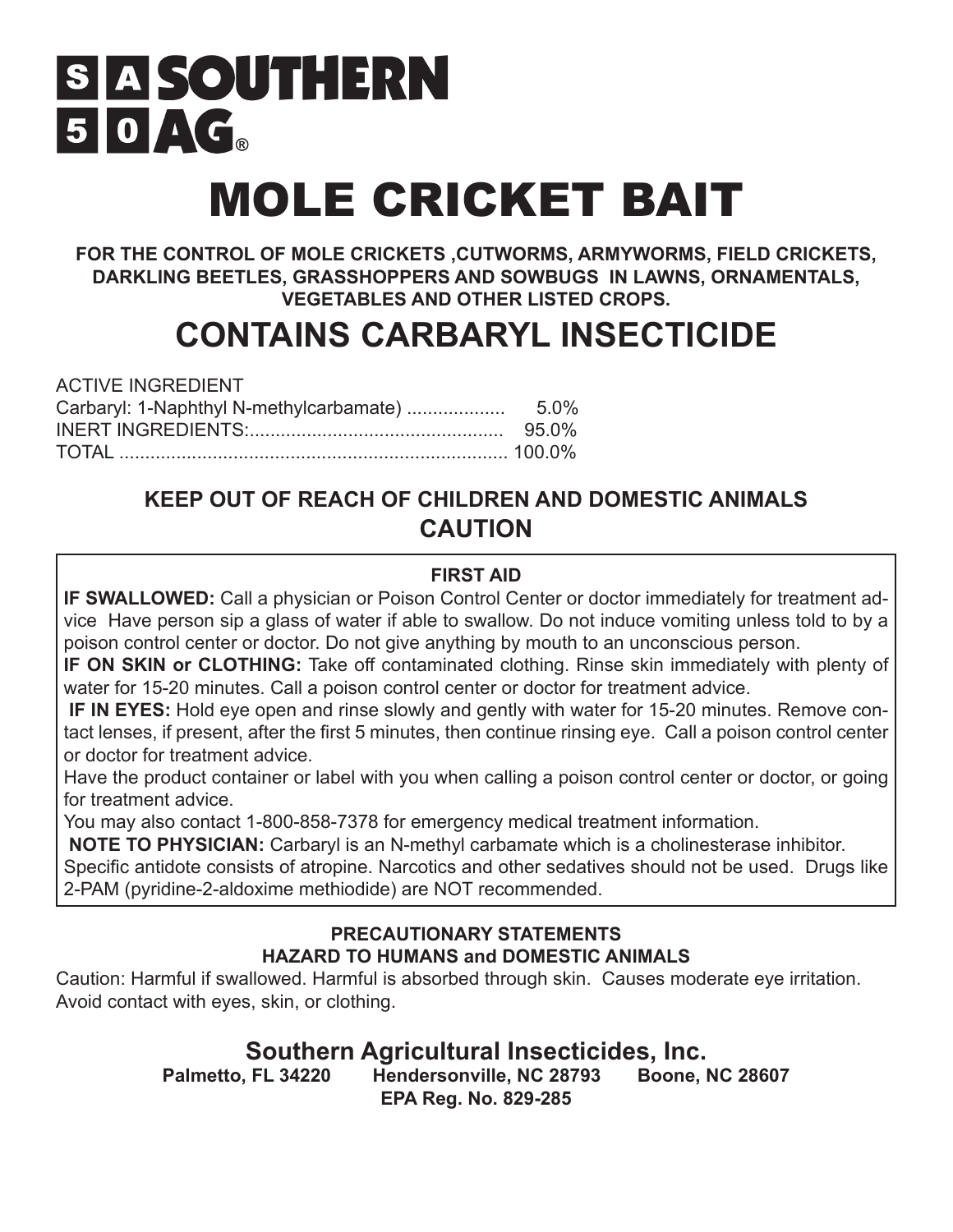# SA 50 SOUTHERN AG®

# MOLE CRICKET BAIT

**FOR THE CONTROL OF MOLE CRICKETS ,CUTWORMS, ARMYWORMS, FIELD CRICKETS, DARKLING BEETLES, GRASSHOPPERS AND SOWBUGS IN LAWNS, ORNAMENTALS, VEGETABLES AND OTHER LISTED CROPS.**

## CONTAINS CARBARYL INSECTICIDE

ACTIVE INGREDIENT

| | |
|---|---|
| Carbaryl: 1-Naphthyl N-methylcarbamate) .................. | 5.0% |
| INERT INGREDIENTS:................................................ | 95.0% |
| TOTAL .......................................................................... | 100.0% |

### KEEP OUT OF REACH OF CHILDREN AND DOMESTIC ANIMALS
### CAUTION

**FIRST AID**

**IF SWALLOWED:** Call a physician or Poison Control Center or doctor immediately for treatment advice Have person sip a glass of water if able to swallow. Do not induce vomiting unless told to by a poison control center or doctor. Do not give anything by mouth to an unconscious person.

**IF ON SKIN or CLOTHING:** Take off contaminated clothing. Rinse skin immediately with plenty of water for 15-20 minutes. Call a poison control center or doctor for treatment advice.

**IF IN EYES:** Hold eye open and rinse slowly and gently with water for 15-20 minutes. Remove contact lenses, if present, after the first 5 minutes, then continue rinsing eye. Call a poison control center or doctor for treatment advice.

Have the product container or label with you when calling a poison control center or doctor, or going for treatment advice.

You may also contact 1-800-858-7378 for emergency medical treatment information.

**NOTE TO PHYSICIAN:** Carbaryl is an N-methyl carbamate which is a cholinesterase inhibitor. Specific antidote consists of atropine. Narcotics and other sedatives should not be used. Drugs like 2-PAM (pyridine-2-aldoxime methiodide) are NOT recommended.

**PRECAUTIONARY STATEMENTS**
**HAZARD TO HUMANS and DOMESTIC ANIMALS**

Caution: Harmful if swallowed. Harmful is absorbed through skin. Causes moderate eye irritation. Avoid contact with eyes, skin, or clothing.

**Southern Agricultural Insecticides, Inc.**
**Palmetto, FL 34220 Hendersonville, NC 28793 Boone, NC 28607**
**EPA Reg. No. 829-285**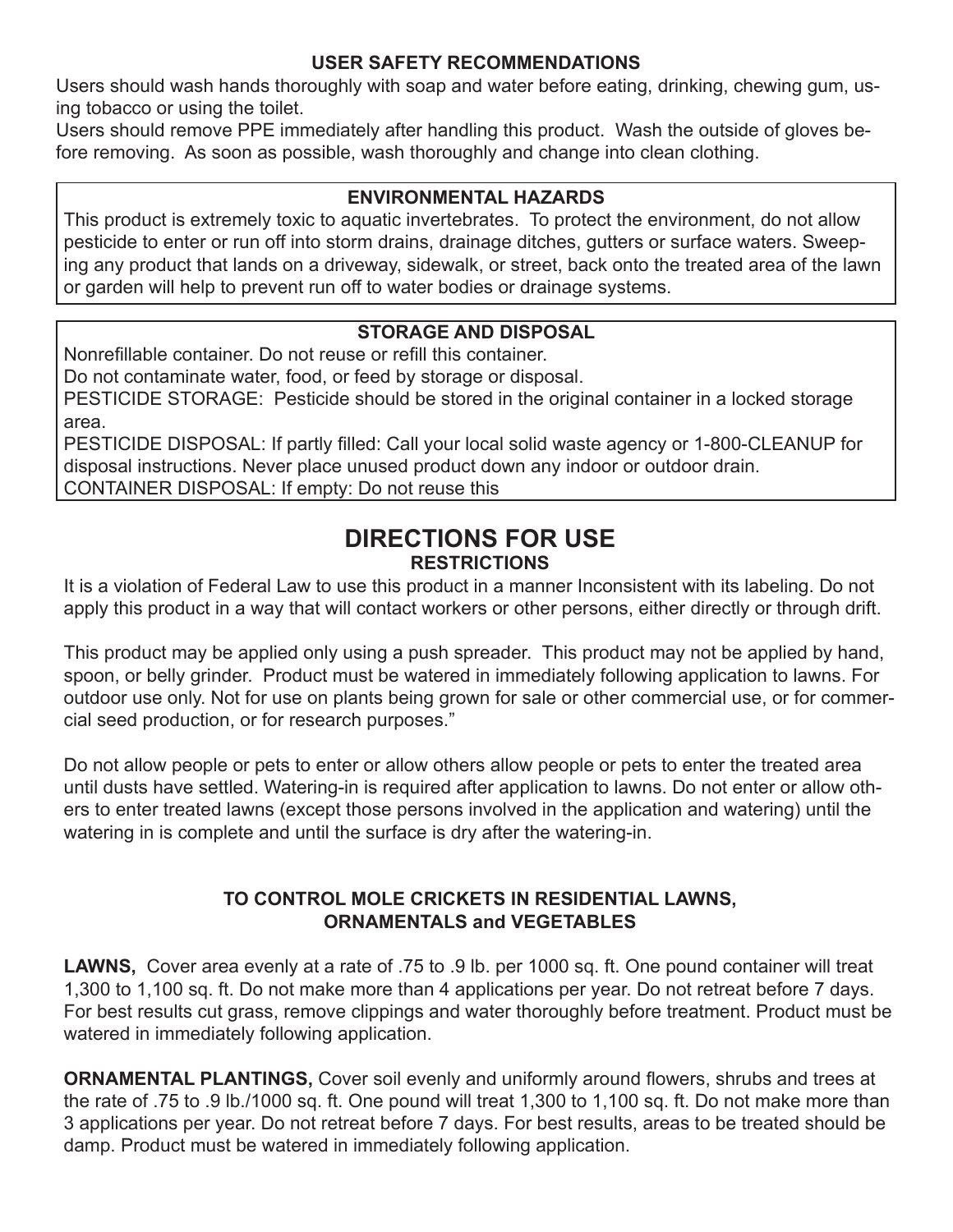### USER SAFETY RECOMMENDATIONS

Users should wash hands thoroughly with soap and water before eating, drinking, chewing gum, using tobacco or using the toilet.
Users should remove PPE immediately after handling this product. Wash the outside of gloves before removing. As soon as possible, wash thoroughly and change into clean clothing.

### ENVIRONMENTAL HAZARDS

This product is extremely toxic to aquatic invertebrates. To protect the environment, do not allow pesticide to enter or run off into storm drains, drainage ditches, gutters or surface waters. Sweeping any product that lands on a driveway, sidewalk, or street, back onto the treated area of the lawn or garden will help to prevent run off to water bodies or drainage systems.

### STORAGE AND DISPOSAL

Nonrefillable container. Do not reuse or refill this container.
Do not contaminate water, food, or feed by storage or disposal.
PESTICIDE STORAGE: Pesticide should be stored in the original container in a locked storage area.
PESTICIDE DISPOSAL: If partly filled: Call your local solid waste agency or 1-800-CLEANUP for disposal instructions. Never place unused product down any indoor or outdoor drain.
CONTAINER DISPOSAL: If empty: Do not reuse this

## DIRECTIONS FOR USE

### RESTRICTIONS

It is a violation of Federal Law to use this product in a manner Inconsistent with its labeling. Do not apply this product in a way that will contact workers or other persons, either directly or through drift.

This product may be applied only using a push spreader. This product may not be applied by hand, spoon, or belly grinder. Product must be watered in immediately following application to lawns. For outdoor use only. Not for use on plants being grown for sale or other commercial use, or for commercial seed production, or for research purposes."

Do not allow people or pets to enter or allow others allow people or pets to enter the treated area until dusts have settled. Watering-in is required after application to lawns. Do not enter or allow others to enter treated lawns (except those persons involved in the application and watering) until the watering in is complete and until the surface is dry after the watering-in.

### TO CONTROL MOLE CRICKETS IN RESIDENTIAL LAWNS, ORNAMENTALS and VEGETABLES

**LAWNS,** Cover area evenly at a rate of .75 to .9 lb. per 1000 sq. ft. One pound container will treat 1,300 to 1,100 sq. ft. Do not make more than 4 applications per year. Do not retreat before 7 days. For best results cut grass, remove clippings and water thoroughly before treatment. Product must be watered in immediately following application.

**ORNAMENTAL PLANTINGS,** Cover soil evenly and uniformly around flowers, shrubs and trees at the rate of .75 to .9 lb./1000 sq. ft. One pound will treat 1,300 to 1,100 sq. ft. Do not make more than 3 applications per year. Do not retreat before 7 days. For best results, areas to be treated should be damp. Product must be watered in immediately following application.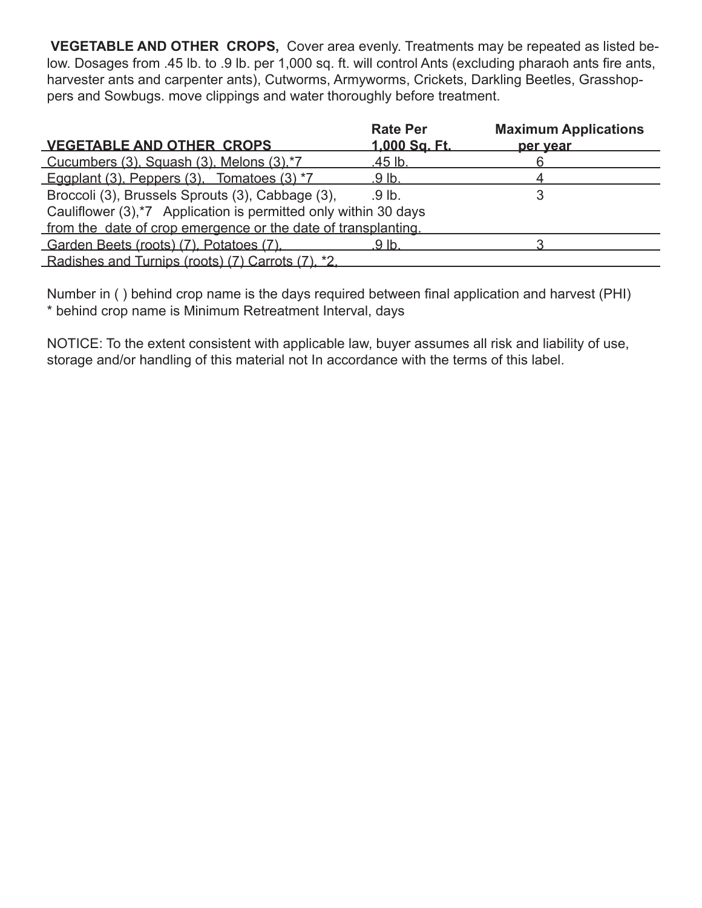**VEGETABLE AND OTHER CROPS,** Cover area evenly. Treatments may be repeated as listed below. Dosages from .45 lb. to .9 lb. per 1,000 sq. ft. will control Ants (excluding pharaoh ants fire ants, harvester ants and carpenter ants), Cutworms, Armyworms, Crickets, Darkling Beetles, Grasshoppers and Sowbugs. move clippings and water thoroughly before treatment.

| VEGETABLE AND OTHER CROPS | Rate Per 1,000 Sq. Ft. | Maximum Applications per year |
|---|---|---|
| Cucumbers (3), Squash (3), Melons (3),*7 | .45 lb. | 6 |
| Eggplant (3), Peppers (3), Tomatoes (3) *7 | .9 lb. | 4 |
| Broccoli (3), Brussels Sprouts (3), Cabbage (3), Cauliflower (3),*7 Application is permitted only within 30 days from the date of crop emergence or the date of transplanting. | .9 lb. | 3 |
| Garden Beets (roots) (7), Potatoes (7), Radishes and Turnips (roots) (7) Carrots (7), *2, | .9 lb. | 3 |

Number in ( ) behind crop name is the days required between final application and harvest (PHI)
* behind crop name is Minimum Retreatment Interval, days

NOTICE: To the extent consistent with applicable law, buyer assumes all risk and liability of use, storage and/or handling of this material not In accordance with the terms of this label.